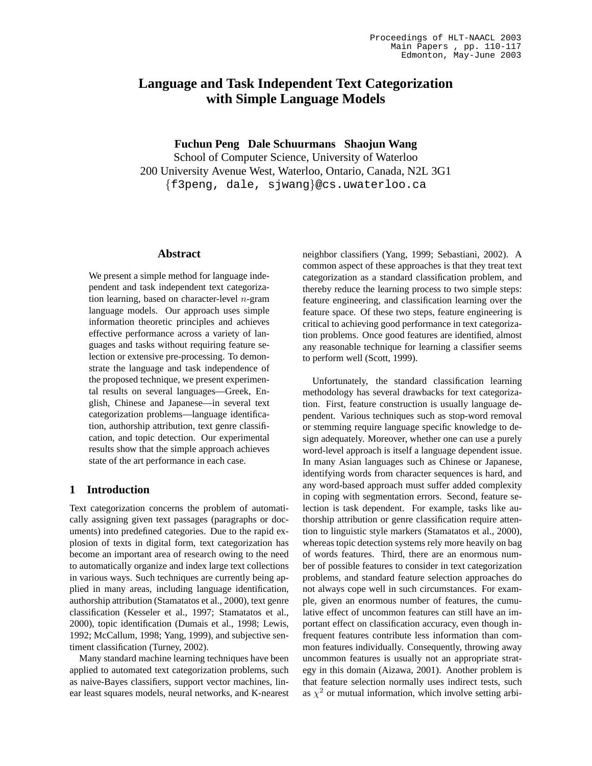# Language and Task Independent Text Categorization with Simple Language Models

**Fuchun Peng Dale Schuurmans Shaojun Wang**
School of Computer Science, University of Waterloo
200 University Avenue West, Waterloo, Ontario, Canada, N2L 3G1
{f3peng, dale, sjwang}@cs.uwaterloo.ca

## Abstract

We present a simple method for language independent and task independent text categorization learning, based on character-level $n$-gram language models. Our approach uses simple information theoretic principles and achieves effective performance across a variety of languages and tasks without requiring feature selection or extensive pre-processing. To demonstrate the language and task independence of the proposed technique, we present experimental results on several languages—Greek, English, Chinese and Japanese—in several text categorization problems—language identification, authorship attribution, text genre classification, and topic detection. Our experimental results show that the simple approach achieves state of the art performance in each case.

## 1 Introduction

Text categorization concerns the problem of automatically assigning given text passages (paragraphs or documents) into predefined categories. Due to the rapid explosion of texts in digital form, text categorization has become an important area of research owing to the need to automatically organize and index large text collections in various ways. Such techniques are currently being applied in many areas, including language identification, authorship attribution (Stamatatos et al., 2000), text genre classification (Kesseler et al., 1997; Stamatatos et al., 2000), topic identification (Dumais et al., 1998; Lewis, 1992; McCallum, 1998; Yang, 1999), and subjective sentiment classification (Turney, 2002).

Many standard machine learning techniques have been applied to automated text categorization problems, such as naive-Bayes classifiers, support vector machines, linear least squares models, neural networks, and K-nearest neighbor classifiers (Yang, 1999; Sebastiani, 2002). A common aspect of these approaches is that they treat text categorization as a standard classification problem, and thereby reduce the learning process to two simple steps: feature engineering, and classification learning over the feature space. Of these two steps, feature engineering is critical to achieving good performance in text categorization problems. Once good features are identified, almost any reasonable technique for learning a classifier seems to perform well (Scott, 1999).

Unfortunately, the standard classification learning methodology has several drawbacks for text categorization. First, feature construction is usually language dependent. Various techniques such as stop-word removal or stemming require language specific knowledge to design adequately. Moreover, whether one can use a purely word-level approach is itself a language dependent issue. In many Asian languages such as Chinese or Japanese, identifying words from character sequences is hard, and any word-based approach must suffer added complexity in coping with segmentation errors. Second, feature selection is task dependent. For example, tasks like authorship attribution or genre classification require attention to linguistic style markers (Stamatatos et al., 2000), whereas topic detection systems rely more heavily on bag of words features. Third, there are an enormous number of possible features to consider in text categorization problems, and standard feature selection approaches do not always cope well in such circumstances. For example, given an enormous number of features, the cumulative effect of uncommon features can still have an important effect on classification accuracy, even though infrequent features contribute less information than common features individually. Consequently, throwing away uncommon features is usually not an appropriate strategy in this domain (Aizawa, 2001). Another problem is that feature selection normally uses indirect tests, such as $\chi^2$ or mutual information, which involve setting arbi-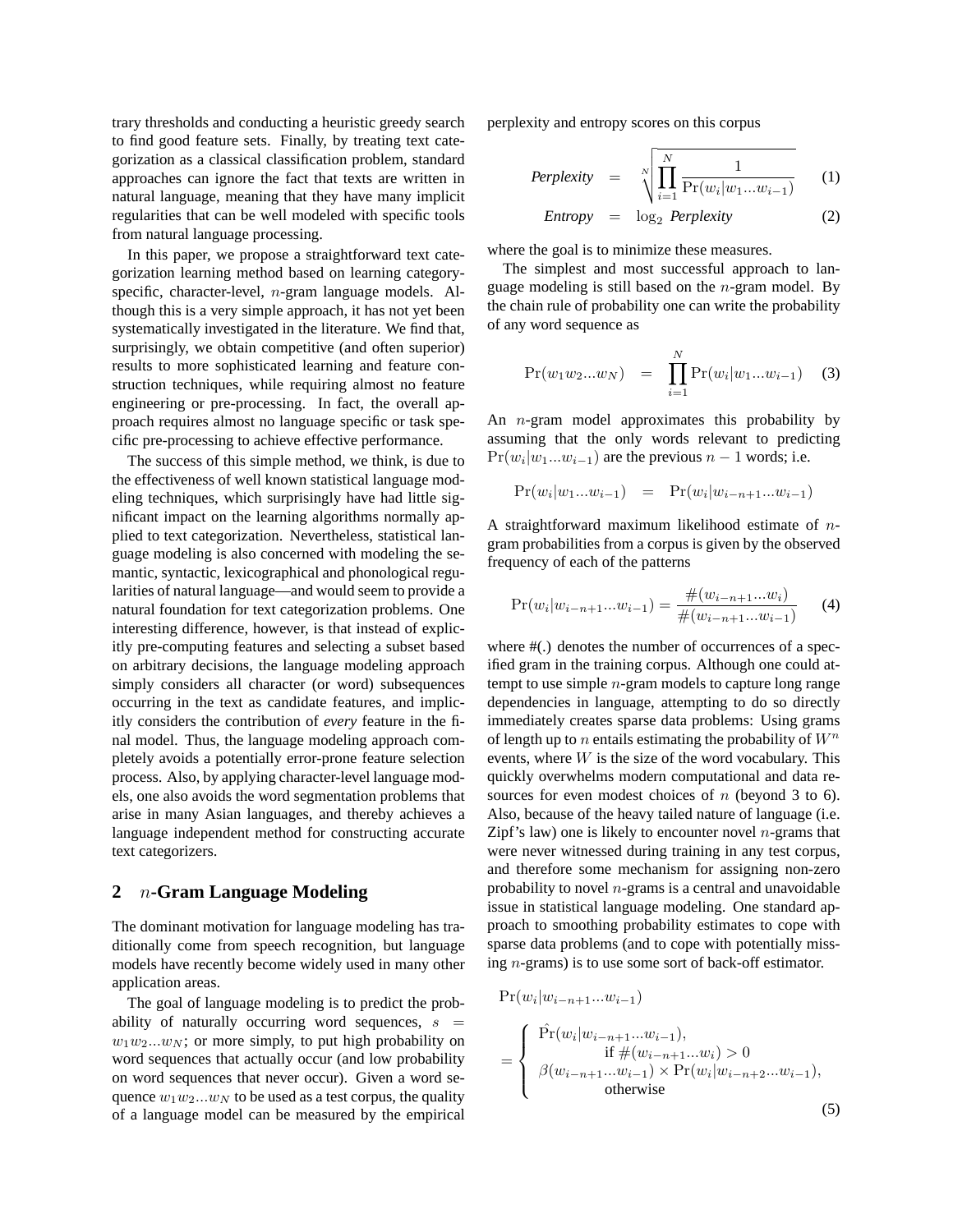trary thresholds and conducting a heuristic greedy search to find good feature sets. Finally, by treating text categorization as a classical classification problem, standard approaches can ignore the fact that texts are written in natural language, meaning that they have many implicit regularities that can be well modeled with specific tools from natural language processing.

In this paper, we propose a straightforward text categorization learning method based on learning category-specific, character-level, $n$-gram language models. Although this is a very simple approach, it has not yet been systematically investigated in the literature. We find that, surprisingly, we obtain competitive (and often superior) results to more sophisticated learning and feature construction techniques, while requiring almost no feature engineering or pre-processing. In fact, the overall approach requires almost no language specific or task specific pre-processing to achieve effective performance.

The success of this simple method, we think, is due to the effectiveness of well known statistical language modeling techniques, which surprisingly have had little significant impact on the learning algorithms normally applied to text categorization. Nevertheless, statistical language modeling is also concerned with modeling the semantic, syntactic, lexicographical and phonological regularities of natural language—and would seem to provide a natural foundation for text categorization problems. One interesting difference, however, is that instead of explicitly pre-computing features and selecting a subset based on arbitrary decisions, the language modeling approach simply considers all character (or word) subsequences occurring in the text as candidate features, and implicitly considers the contribution of *every* feature in the final model. Thus, the language modeling approach completely avoids a potentially error-prone feature selection process. Also, by applying character-level language models, one also avoids the word segmentation problems that arise in many Asian languages, and thereby achieves a language independent method for constructing accurate text categorizers.

## 2 $n$-Gram Language Modeling

The dominant motivation for language modeling has traditionally come from speech recognition, but language models have recently become widely used in many other application areas.

The goal of language modeling is to predict the probability of naturally occurring word sequences, $s = w_1 w_2 ... w_N$; or more simply, to put high probability on word sequences that actually occur (and low probability on word sequences that never occur). Given a word sequence $w_1 w_2 ... w_N$ to be used as a test corpus, the quality of a language model can be measured by the empirical perplexity and entropy scores on this corpus

$$\textit{Perplexity} = \sqrt[N]{\prod_{i=1}^{N} \frac{1}{\Pr(w_i | w_1 ... w_{i-1})}} \quad (1)$$

$$\textit{Entropy} = \log_2 \textit{Perplexity} \quad (2)$$

where the goal is to minimize these measures.

The simplest and most successful approach to language modeling is still based on the $n$-gram model. By the chain rule of probability one can write the probability of any word sequence as

$$\Pr(w_1 w_2 ... w_N) = \prod_{i=1}^{N} \Pr(w_i | w_1 ... w_{i-1}) \quad (3)$$

An $n$-gram model approximates this probability by assuming that the only words relevant to predicting $\Pr(w_i | w_1 ... w_{i-1})$ are the previous $n-1$ words; i.e.

$$\Pr(w_i | w_1 ... w_{i-1}) = \Pr(w_i | w_{i-n+1} ... w_{i-1})$$

A straightforward maximum likelihood estimate of $n$-gram probabilities from a corpus is given by the observed frequency of each of the patterns

$$\Pr(w_i | w_{i-n+1} ... w_{i-1}) = \frac{\#(w_{i-n+1} ... w_i)}{\#(w_{i-n+1} ... w_{i-1})} \quad (4)$$

where #(.) denotes the number of occurrences of a specified gram in the training corpus. Although one could attempt to use simple $n$-gram models to capture long range dependencies in language, attempting to do so directly immediately creates sparse data problems: Using grams of length up to $n$ entails estimating the probability of $W^n$ events, where $W$ is the size of the word vocabulary. This quickly overwhelms modern computational and data resources for even modest choices of $n$ (beyond 3 to 6). Also, because of the heavy tailed nature of language (i.e. Zipf's law) one is likely to encounter novel $n$-grams that were never witnessed during training in any test corpus, and therefore some mechanism for assigning non-zero probability to novel $n$-grams is a central and unavoidable issue in statistical language modeling. One standard approach to smoothing probability estimates to cope with sparse data problems (and to cope with potentially missing $n$-grams) is to use some sort of back-off estimator.

$$\Pr(w_i | w_{i-n+1} ... w_{i-1}) = \begin{cases} \hat{\Pr}(w_i | w_{i-n+1} ... w_{i-1}), & \text{if } \#(w_{i-n+1} ... w_i) > 0 \\ \beta(w_{i-n+1} ... w_{i-1}) \times \Pr(w_i | w_{i-n+2} ... w_{i-1}), & \text{otherwise} \end{cases} \quad (5)$$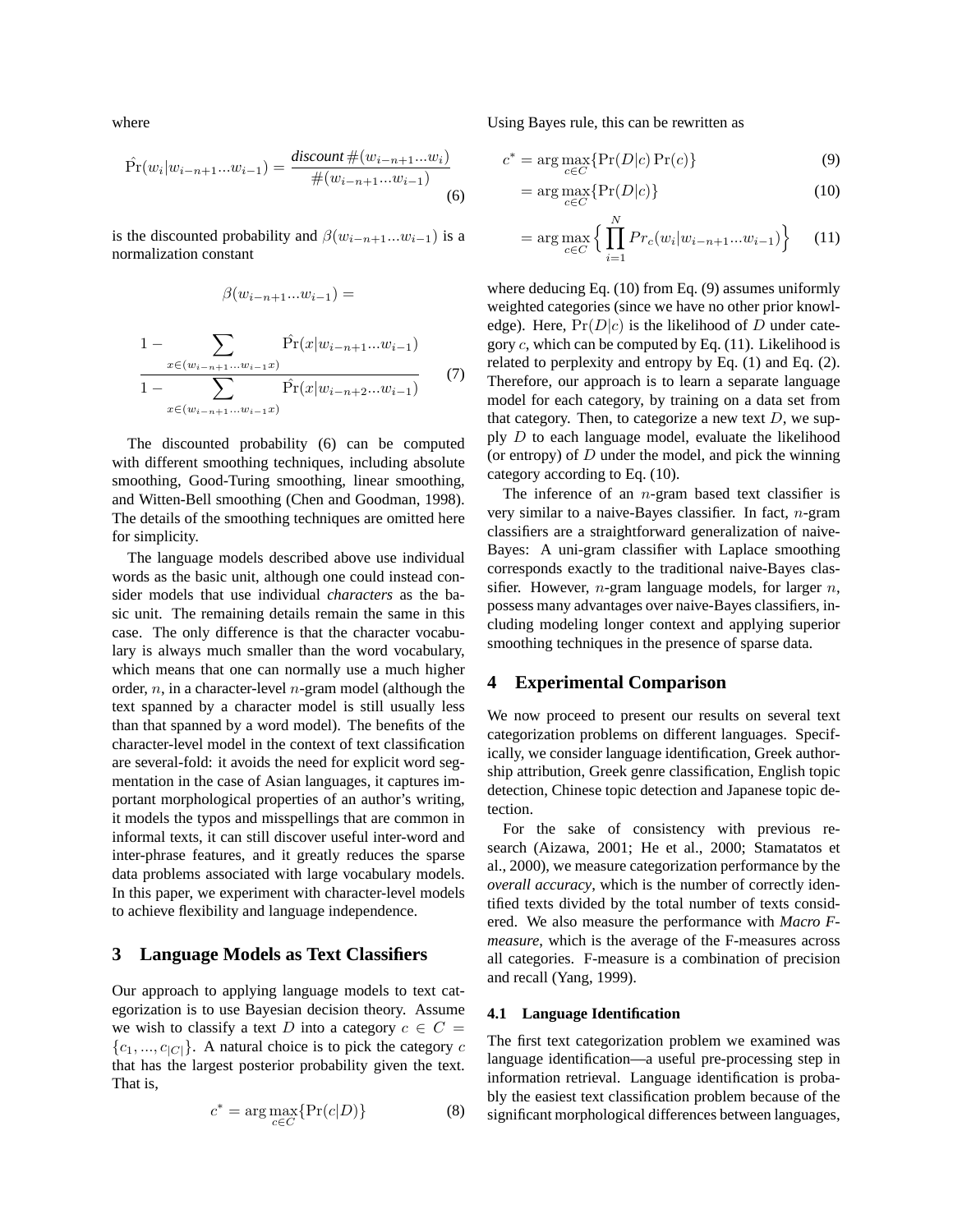where

$$\hat{\Pr}(w_i|w_{i-n+1}...w_{i-1}) = \frac{\textit{discount}\,\#(w_{i-n+1}...w_i)}{\#(w_{i-n+1}...w_{i-1})} \tag{6}$$

is the discounted probability and $\beta(w_{i-n+1}...w_{i-1})$ is a normalization constant

$$\beta(w_{i-n+1}...w_{i-1}) = \frac{1 - \sum_{x \in (w_{i-n+1}...w_{i-1}x)} \hat{\Pr}(x|w_{i-n+1}...w_{i-1})}{1 - \sum_{x \in (w_{i-n+1}...w_{i-1}x)} \hat{\Pr}(x|w_{i-n+2}...w_{i-1})} \tag{7}$$

The discounted probability (6) can be computed with different smoothing techniques, including absolute smoothing, Good-Turing smoothing, linear smoothing, and Witten-Bell smoothing (Chen and Goodman, 1998). The details of the smoothing techniques are omitted here for simplicity.

The language models described above use individual words as the basic unit, although one could instead consider models that use individual *characters* as the basic unit. The remaining details remain the same in this case. The only difference is that the character vocabulary is always much smaller than the word vocabulary, which means that one can normally use a much higher order, $n$, in a character-level $n$-gram model (although the text spanned by a character model is still usually less than that spanned by a word model). The benefits of the character-level model in the context of text classification are several-fold: it avoids the need for explicit word segmentation in the case of Asian languages, it captures important morphological properties of an author's writing, it models the typos and misspellings that are common in informal texts, it can still discover useful inter-word and inter-phrase features, and it greatly reduces the sparse data problems associated with large vocabulary models. In this paper, we experiment with character-level models to achieve flexibility and language independence.

## 3 Language Models as Text Classifiers

Our approach to applying language models to text categorization is to use Bayesian decision theory. Assume we wish to classify a text $D$ into a category $c \in C = \{c_1, ..., c_{|C|}\}$. A natural choice is to pick the category $c$ that has the largest posterior probability given the text. That is,

$$c^* = \arg\max_{c \in C}\{\Pr(c|D)\} \tag{8}$$

Using Bayes rule, this can be rewritten as

$$c^* = \arg\max_{c \in C}\{\Pr(D|c)\Pr(c)\} \tag{9}$$

$$= \arg\max_{c \in C}\{\Pr(D|c)\} \tag{10}$$

$$= \arg\max_{c \in C}\Big\{\prod_{i=1}^{N} Pr_c(w_i|w_{i-n+1}...w_{i-1})\Big\} \tag{11}$$

where deducing Eq. (10) from Eq. (9) assumes uniformly weighted categories (since we have no other prior knowledge). Here, $\Pr(D|c)$ is the likelihood of $D$ under category $c$, which can be computed by Eq. (11). Likelihood is related to perplexity and entropy by Eq. (1) and Eq. (2). Therefore, our approach is to learn a separate language model for each category, by training on a data set from that category. Then, to categorize a new text $D$, we supply $D$ to each language model, evaluate the likelihood (or entropy) of $D$ under the model, and pick the winning category according to Eq. (10).

The inference of an $n$-gram based text classifier is very similar to a naive-Bayes classifier. In fact, $n$-gram classifiers are a straightforward generalization of naive-Bayes: A uni-gram classifier with Laplace smoothing corresponds exactly to the traditional naive-Bayes classifier. However, $n$-gram language models, for larger $n$, possess many advantages over naive-Bayes classifiers, including modeling longer context and applying superior smoothing techniques in the presence of sparse data.

## 4 Experimental Comparison

We now proceed to present our results on several text categorization problems on different languages. Specifically, we consider language identification, Greek authorship attribution, Greek genre classification, English topic detection, Chinese topic detection and Japanese topic detection.

For the sake of consistency with previous research (Aizawa, 2001; He et al., 2000; Stamatatos et al., 2000), we measure categorization performance by the *overall accuracy*, which is the number of correctly identified texts divided by the total number of texts considered. We also measure the performance with *Macro F-measure*, which is the average of the F-measures across all categories. F-measure is a combination of precision and recall (Yang, 1999).

### 4.1 Language Identification

The first text categorization problem we examined was language identification—a useful pre-processing step in information retrieval. Language identification is probably the easiest text classification problem because of the significant morphological differences between languages,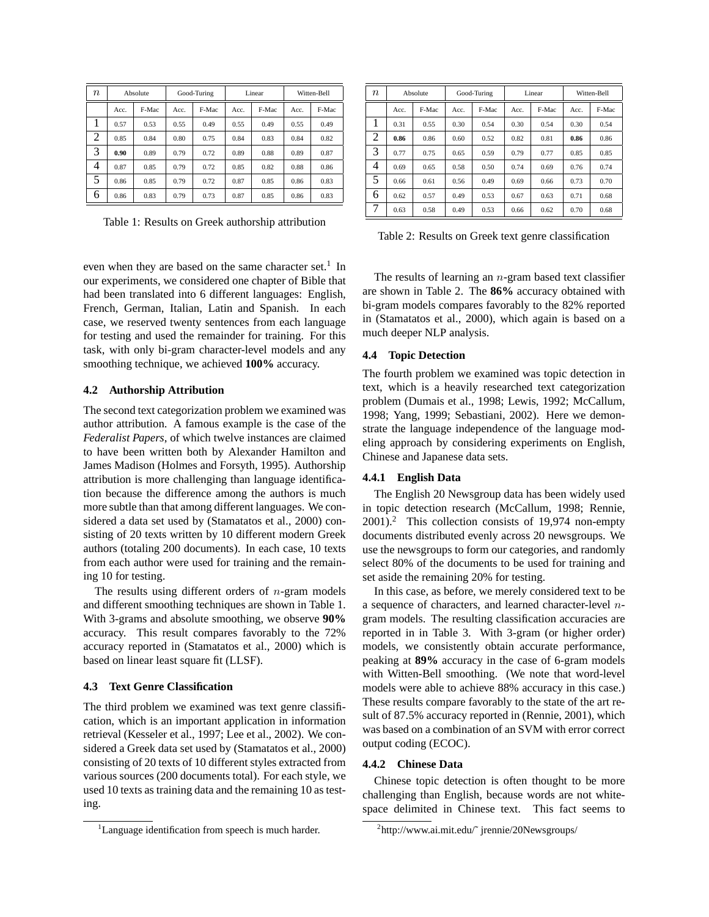| $n$ | Absolute | | Good-Turing | | Linear | | Witten-Bell | |
|---|---|---|---|---|---|---|---|---|
| | Acc. | F-Mac | Acc. | F-Mac | Acc. | F-Mac | Acc. | F-Mac |
| 1 | 0.57 | 0.53 | 0.55 | 0.49 | 0.55 | 0.49 | 0.55 | 0.49 |
| 2 | 0.85 | 0.84 | 0.80 | 0.75 | 0.84 | 0.83 | 0.84 | 0.82 |
| 3 | **0.90** | 0.89 | 0.79 | 0.72 | 0.89 | 0.88 | 0.89 | 0.87 |
| 4 | 0.87 | 0.85 | 0.79 | 0.72 | 0.85 | 0.82 | 0.88 | 0.86 |
| 5 | 0.86 | 0.85 | 0.79 | 0.72 | 0.87 | 0.85 | 0.86 | 0.83 |
| 6 | 0.86 | 0.83 | 0.79 | 0.73 | 0.87 | 0.85 | 0.86 | 0.83 |

Table 1: Results on Greek authorship attribution

| $n$ | Absolute | | Good-Turing | | Linear | | Witten-Bell | |
|---|---|---|---|---|---|---|---|---|
| | Acc. | F-Mac | Acc. | F-Mac | Acc. | F-Mac | Acc. | F-Mac |
| 1 | 0.31 | 0.55 | 0.30 | 0.54 | 0.30 | 0.54 | 0.30 | 0.54 |
| 2 | **0.86** | 0.86 | 0.60 | 0.52 | 0.82 | 0.81 | **0.86** | 0.86 |
| 3 | 0.77 | 0.75 | 0.65 | 0.59 | 0.79 | 0.77 | 0.85 | 0.85 |
| 4 | 0.69 | 0.65 | 0.58 | 0.50 | 0.74 | 0.69 | 0.76 | 0.74 |
| 5 | 0.66 | 0.61 | 0.56 | 0.49 | 0.69 | 0.66 | 0.73 | 0.70 |
| 6 | 0.62 | 0.57 | 0.49 | 0.53 | 0.67 | 0.63 | 0.71 | 0.68 |
| 7 | 0.63 | 0.58 | 0.49 | 0.53 | 0.66 | 0.62 | 0.70 | 0.68 |

Table 2: Results on Greek text genre classification

even when they are based on the same character set.[1] In our experiments, we considered one chapter of Bible that had been translated into 6 different languages: English, French, German, Italian, Latin and Spanish. In each case, we reserved twenty sentences from each language for testing and used the remainder for training. For this task, with only bi-gram character-level models and any smoothing technique, we achieved **100%** accuracy.

### 4.2 Authorship Attribution

The second text categorization problem we examined was author attribution. A famous example is the case of the *Federalist Papers*, of which twelve instances are claimed to have been written both by Alexander Hamilton and James Madison (Holmes and Forsyth, 1995). Authorship attribution is more challenging than language identification because the difference among the authors is much more subtle than that among different languages. We considered a data set used by (Stamatatos et al., 2000) consisting of 20 texts written by 10 different modern Greek authors (totaling 200 documents). In each case, 10 texts from each author were used for training and the remaining 10 for testing.

The results using different orders of $n$-gram models and different smoothing techniques are shown in Table 1. With 3-grams and absolute smoothing, we observe **90%** accuracy. This result compares favorably to the 72% accuracy reported in (Stamatatos et al., 2000) which is based on linear least square fit (LLSF).

### 4.3 Text Genre Classification

The third problem we examined was text genre classification, which is an important application in information retrieval (Kesseler et al., 1997; Lee et al., 2002). We considered a Greek data set used by (Stamatatos et al., 2000) consisting of 20 texts of 10 different styles extracted from various sources (200 documents total). For each style, we used 10 texts as training data and the remaining 10 as testing.

The results of learning an $n$-gram based text classifier are shown in Table 2. The **86%** accuracy obtained with bi-gram models compares favorably to the 82% reported in (Stamatatos et al., 2000), which again is based on a much deeper NLP analysis.

### 4.4 Topic Detection

The fourth problem we examined was topic detection in text, which is a heavily researched text categorization problem (Dumais et al., 1998; Lewis, 1992; McCallum, 1998; Yang, 1999; Sebastiani, 2002). Here we demonstrate the language independence of the language modeling approach by considering experiments on English, Chinese and Japanese data sets.

#### 4.4.1 English Data

The English 20 Newsgroup data has been widely used in topic detection research (McCallum, 1998; Rennie, 2001).[2] This collection consists of 19,974 non-empty documents distributed evenly across 20 newsgroups. We use the newsgroups to form our categories, and randomly select 80% of the documents to be used for training and set aside the remaining 20% for testing.

In this case, as before, we merely considered text to be a sequence of characters, and learned character-level $n$-gram models. The resulting classification accuracies are reported in in Table 3. With 3-gram (or higher order) models, we consistently obtain accurate performance, peaking at **89%** accuracy in the case of 6-gram models with Witten-Bell smoothing. (We note that word-level models were able to achieve 88% accuracy in this case.) These results compare favorably to the state of the art result of 87.5% accuracy reported in (Rennie, 2001), which was based on a combination of an SVM with error correct output coding (ECOC).

#### 4.4.2 Chinese Data

Chinese topic detection is often thought to be more challenging than English, because words are not white-space delimited in Chinese text. This fact seems to

[1] Language identification from speech is much harder.

[2] http://www.ai.mit.edu/~ jrennie/20Newsgroups/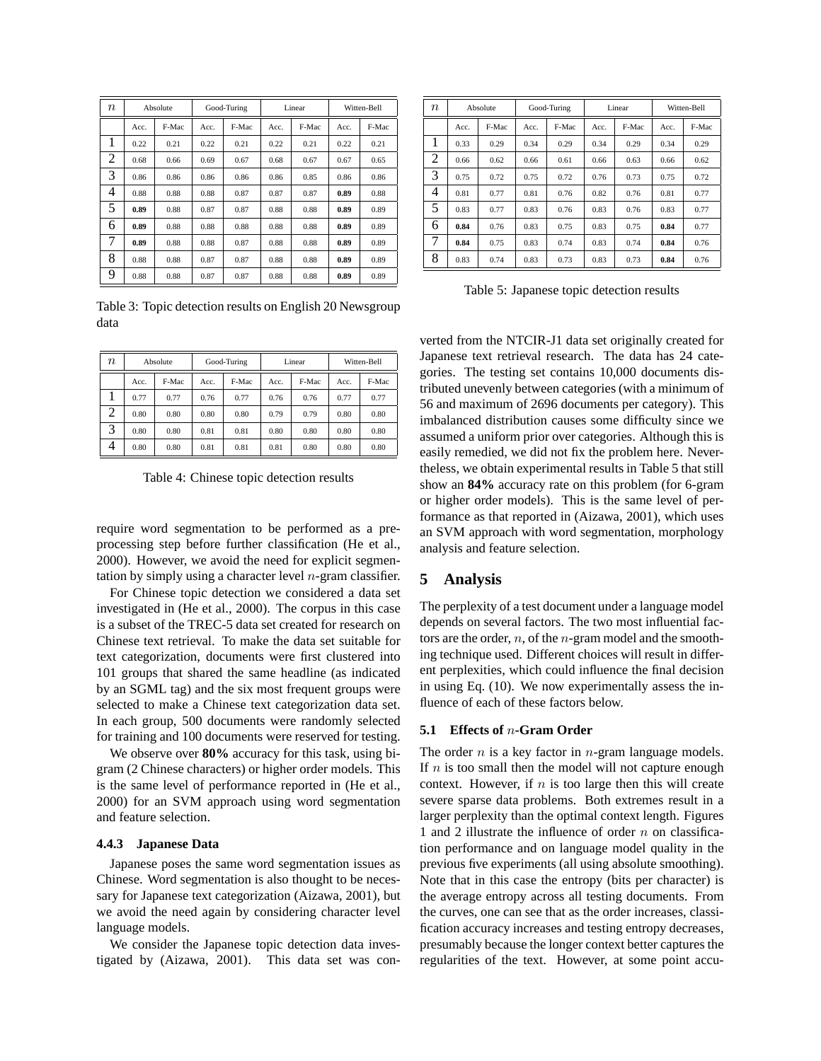| $n$ | Absolute | | Good-Turing | | Linear | | Witten-Bell | |
|---|---|---|---|---|---|---|---|---|
| | Acc. | F-Mac | Acc. | F-Mac | Acc. | F-Mac | Acc. | F-Mac |
| 1 | 0.22 | 0.21 | 0.22 | 0.21 | 0.22 | 0.21 | 0.22 | 0.21 |
| 2 | 0.68 | 0.66 | 0.69 | 0.67 | 0.68 | 0.67 | 0.67 | 0.65 |
| 3 | 0.86 | 0.86 | 0.86 | 0.86 | 0.86 | 0.85 | 0.86 | 0.86 |
| 4 | 0.88 | 0.88 | 0.88 | 0.87 | 0.87 | 0.87 | **0.89** | 0.88 |
| 5 | **0.89** | 0.88 | 0.87 | 0.87 | 0.88 | 0.88 | **0.89** | 0.89 |
| 6 | **0.89** | 0.88 | 0.88 | 0.88 | 0.88 | 0.88 | **0.89** | 0.89 |
| 7 | **0.89** | 0.88 | 0.88 | 0.87 | 0.88 | 0.88 | **0.89** | 0.89 |
| 8 | 0.88 | 0.88 | 0.87 | 0.87 | 0.88 | 0.88 | **0.89** | 0.89 |
| 9 | 0.88 | 0.88 | 0.87 | 0.87 | 0.88 | 0.88 | **0.89** | 0.89 |

Table 3: Topic detection results on English 20 Newsgroup data

| $n$ | Absolute | | Good-Turing | | Linear | | Witten-Bell | |
|---|---|---|---|---|---|---|---|---|
| | Acc. | F-Mac | Acc. | F-Mac | Acc. | F-Mac | Acc. | F-Mac |
| 1 | 0.77 | 0.77 | 0.76 | 0.77 | 0.76 | 0.76 | 0.77 | 0.77 |
| 2 | 0.80 | 0.80 | 0.80 | 0.80 | 0.79 | 0.79 | 0.80 | 0.80 |
| 3 | 0.80 | 0.80 | 0.81 | 0.81 | 0.80 | 0.80 | 0.80 | 0.80 |
| 4 | 0.80 | 0.80 | 0.81 | 0.81 | 0.81 | 0.80 | 0.80 | 0.80 |

Table 4: Chinese topic detection results

require word segmentation to be performed as a preprocessing step before further classification (He et al., 2000). However, we avoid the need for explicit segmentation by simply using a character level $n$-gram classifier.

For Chinese topic detection we considered a data set investigated in (He et al., 2000). The corpus in this case is a subset of the TREC-5 data set created for research on Chinese text retrieval. To make the data set suitable for text categorization, documents were first clustered into 101 groups that shared the same headline (as indicated by an SGML tag) and the six most frequent groups were selected to make a Chinese text categorization data set. In each group, 500 documents were randomly selected for training and 100 documents were reserved for testing.

We observe over **80%** accuracy for this task, using bigram (2 Chinese characters) or higher order models. This is the same level of performance reported in (He et al., 2000) for an SVM approach using word segmentation and feature selection.

#### 4.4.3 Japanese Data

Japanese poses the same word segmentation issues as Chinese. Word segmentation is also thought to be necessary for Japanese text categorization (Aizawa, 2001), but we avoid the need again by considering character level language models.

We consider the Japanese topic detection data investigated by (Aizawa, 2001). This data set was converted from the NTCIR-J1 data set originally created for Japanese text retrieval research. The data has 24 categories. The testing set contains 10,000 documents distributed unevenly between categories (with a minimum of 56 and maximum of 2696 documents per category). This imbalanced distribution causes some difficulty since we assumed a uniform prior over categories. Although this is easily remedied, we did not fix the problem here. Nevertheless, we obtain experimental results in Table 5 that still show an **84%** accuracy rate on this problem (for 6-gram or higher order models). This is the same level of performance as that reported in (Aizawa, 2001), which uses an SVM approach with word segmentation, morphology analysis and feature selection.

| $n$ | Absolute | | Good-Turing | | Linear | | Witten-Bell | |
|---|---|---|---|---|---|---|---|---|
| | Acc. | F-Mac | Acc. | F-Mac | Acc. | F-Mac | Acc. | F-Mac |
| 1 | 0.33 | 0.29 | 0.34 | 0.29 | 0.34 | 0.29 | 0.34 | 0.29 |
| 2 | 0.66 | 0.62 | 0.66 | 0.61 | 0.66 | 0.63 | 0.66 | 0.62 |
| 3 | 0.75 | 0.72 | 0.75 | 0.72 | 0.76 | 0.73 | 0.75 | 0.72 |
| 4 | 0.81 | 0.77 | 0.81 | 0.76 | 0.82 | 0.76 | 0.81 | 0.77 |
| 5 | 0.83 | 0.77 | 0.83 | 0.76 | 0.83 | 0.76 | 0.83 | 0.77 |
| 6 | **0.84** | 0.76 | 0.83 | 0.75 | 0.83 | 0.75 | **0.84** | 0.77 |
| 7 | **0.84** | 0.75 | 0.83 | 0.74 | 0.83 | 0.74 | **0.84** | 0.76 |
| 8 | 0.83 | 0.74 | 0.83 | 0.73 | 0.83 | 0.73 | **0.84** | 0.76 |

Table 5: Japanese topic detection results

## 5 Analysis

The perplexity of a test document under a language model depends on several factors. The two most influential factors are the order, $n$, of the $n$-gram model and the smoothing technique used. Different choices will result in different perplexities, which could influence the final decision in using Eq. (10). We now experimentally assess the influence of each of these factors below.

### 5.1 Effects of $n$-Gram Order

The order $n$ is a key factor in $n$-gram language models. If $n$ is too small then the model will not capture enough context. However, if $n$ is too large then this will create severe sparse data problems. Both extremes result in a larger perplexity than the optimal context length. Figures 1 and 2 illustrate the influence of order $n$ on classification performance and on language model quality in the previous five experiments (all using absolute smoothing). Note that in this case the entropy (bits per character) is the average entropy across all testing documents. From the curves, one can see that as the order increases, classification accuracy increases and testing entropy decreases, presumably because the longer context better captures the regularities of the text. However, at some point accu-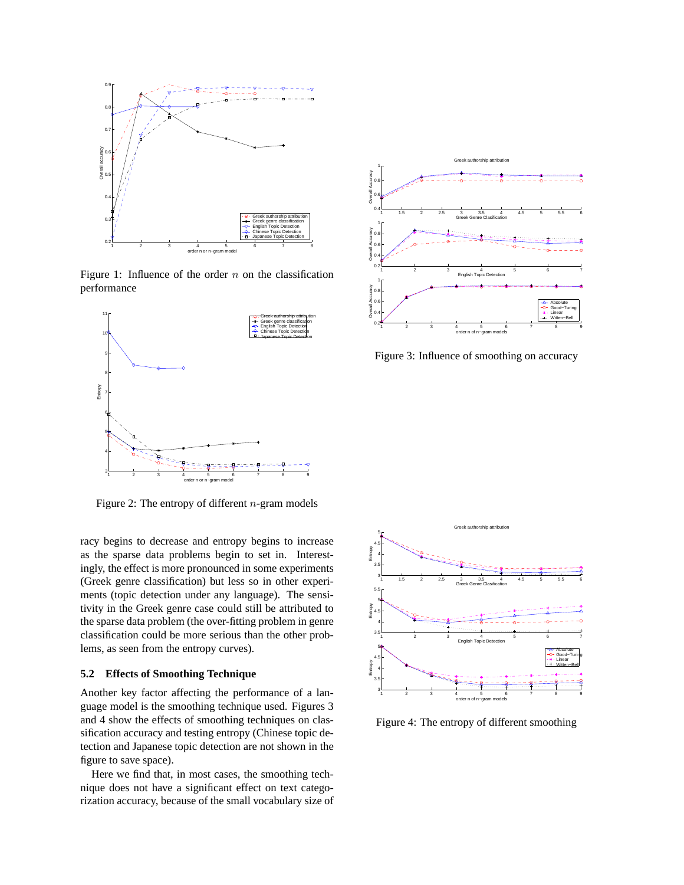Figure 1: Influence of the order $n$ on the classification performance

Figure 2: The entropy of different $n$-gram models

Figure 3: Influence of smoothing on accuracy

Figure 4: The entropy of different smoothing

racy begins to decrease and entropy begins to increase as the sparse data problems begin to set in. Interestingly, the effect is more pronounced in some experiments (Greek genre classification) but less so in other experiments (topic detection under any language). The sensitivity in the Greek genre case could still be attributed to the sparse data problem (the over-fitting problem in genre classification could be more serious than the other problems, as seen from the entropy curves).

### 5.2 Effects of Smoothing Technique

Another key factor affecting the performance of a language model is the smoothing technique used. Figures 3 and 4 show the effects of smoothing techniques on classification accuracy and testing entropy (Chinese topic detection and Japanese topic detection are not shown in the figure to save space).

Here we find that, in most cases, the smoothing technique does not have a significant effect on text categorization accuracy, because of the small vocabulary size of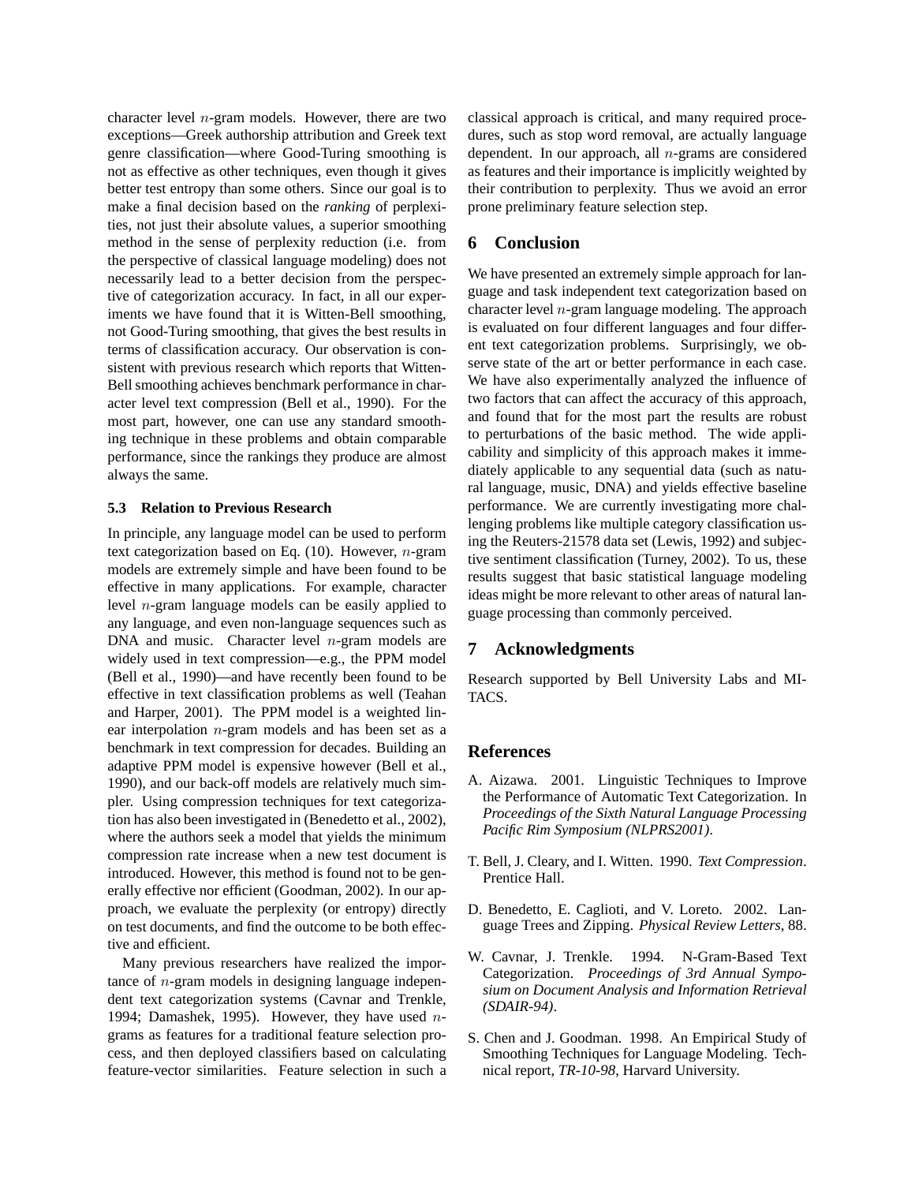character level $n$-gram models. However, there are two exceptions—Greek authorship attribution and Greek text genre classification—where Good-Turing smoothing is not as effective as other techniques, even though it gives better test entropy than some others. Since our goal is to make a final decision based on the *ranking* of perplexities, not just their absolute values, a superior smoothing method in the sense of perplexity reduction (i.e. from the perspective of classical language modeling) does not necessarily lead to a better decision from the perspective of categorization accuracy. In fact, in all our experiments we have found that it is Witten-Bell smoothing, not Good-Turing smoothing, that gives the best results in terms of classification accuracy. Our observation is consistent with previous research which reports that Witten-Bell smoothing achieves benchmark performance in character level text compression (Bell et al., 1990). For the most part, however, one can use any standard smoothing technique in these problems and obtain comparable performance, since the rankings they produce are almost always the same.

### 5.3 Relation to Previous Research

In principle, any language model can be used to perform text categorization based on Eq. (10). However, $n$-gram models are extremely simple and have been found to be effective in many applications. For example, character level $n$-gram language models can be easily applied to any language, and even non-language sequences such as DNA and music. Character level $n$-gram models are widely used in text compression—e.g., the PPM model (Bell et al., 1990)—and have recently been found to be effective in text classification problems as well (Teahan and Harper, 2001). The PPM model is a weighted linear interpolation $n$-gram models and has been set as a benchmark in text compression for decades. Building an adaptive PPM model is expensive however (Bell et al., 1990), and our back-off models are relatively much simpler. Using compression techniques for text categorization has also been investigated in (Benedetto et al., 2002), where the authors seek a model that yields the minimum compression rate increase when a new test document is introduced. However, this method is found not to be generally effective nor efficient (Goodman, 2002). In our approach, we evaluate the perplexity (or entropy) directly on test documents, and find the outcome to be both effective and efficient.

Many previous researchers have realized the importance of $n$-gram models in designing language independent text categorization systems (Cavnar and Trenkle, 1994; Damashek, 1995). However, they have used $n$-grams as features for a traditional feature selection process, and then deployed classifiers based on calculating feature-vector similarities. Feature selection in such a classical approach is critical, and many required procedures, such as stop word removal, are actually language dependent. In our approach, all $n$-grams are considered as features and their importance is implicitly weighted by their contribution to perplexity. Thus we avoid an error prone preliminary feature selection step.

## 6 Conclusion

We have presented an extremely simple approach for language and task independent text categorization based on character level $n$-gram language modeling. The approach is evaluated on four different languages and four different text categorization problems. Surprisingly, we observe state of the art or better performance in each case. We have also experimentally analyzed the influence of two factors that can affect the accuracy of this approach, and found that for the most part the results are robust to perturbations of the basic method. The wide applicability and simplicity of this approach makes it immediately applicable to any sequential data (such as natural language, music, DNA) and yields effective baseline performance. We are currently investigating more challenging problems like multiple category classification using the Reuters-21578 data set (Lewis, 1992) and subjective sentiment classification (Turney, 2002). To us, these results suggest that basic statistical language modeling ideas might be more relevant to other areas of natural language processing than commonly perceived.

## 7 Acknowledgments

Research supported by Bell University Labs and MITACS.

## References

A. Aizawa. 2001. Linguistic Techniques to Improve the Performance of Automatic Text Categorization. In *Proceedings of the Sixth Natural Language Processing Pacific Rim Symposium (NLPRS2001)*.

T. Bell, J. Cleary, and I. Witten. 1990. *Text Compression*. Prentice Hall.

D. Benedetto, E. Caglioti, and V. Loreto. 2002. Language Trees and Zipping. *Physical Review Letters*, 88.

W. Cavnar, J. Trenkle. 1994. N-Gram-Based Text Categorization. *Proceedings of 3rd Annual Symposium on Document Analysis and Information Retrieval (SDAIR-94)*.

S. Chen and J. Goodman. 1998. An Empirical Study of Smoothing Techniques for Language Modeling. Technical report, *TR-10-98*, Harvard University.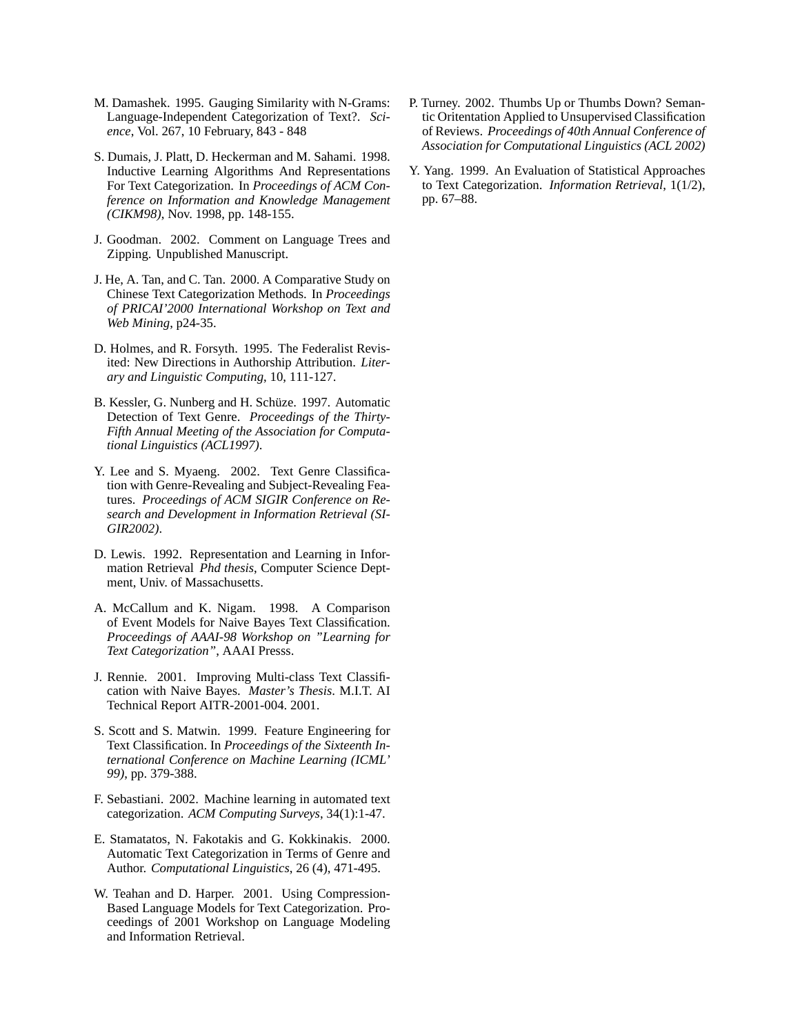M. Damashek. 1995. Gauging Similarity with N-Grams: Language-Independent Categorization of Text?. *Science*, Vol. 267, 10 February, 843 - 848

S. Dumais, J. Platt, D. Heckerman and M. Sahami. 1998. Inductive Learning Algorithms And Representations For Text Categorization. In *Proceedings of ACM Conference on Information and Knowledge Management (CIKM98)*, Nov. 1998, pp. 148-155.

J. Goodman. 2002. Comment on Language Trees and Zipping. Unpublished Manuscript.

J. He, A. Tan, and C. Tan. 2000. A Comparative Study on Chinese Text Categorization Methods. In *Proceedings of PRICAI'2000 International Workshop on Text and Web Mining*, p24-35.

D. Holmes, and R. Forsyth. 1995. The Federalist Revisited: New Directions in Authorship Attribution. *Literary and Linguistic Computing*, 10, 111-127.

B. Kessler, G. Nunberg and H. Schüze. 1997. Automatic Detection of Text Genre. *Proceedings of the Thirty-Fifth Annual Meeting of the Association for Computational Linguistics (ACL1997)*.

Y. Lee and S. Myaeng. 2002. Text Genre Classification with Genre-Revealing and Subject-Revealing Features. *Proceedings of ACM SIGIR Conference on Research and Development in Information Retrieval (SIGIR2002)*.

D. Lewis. 1992. Representation and Learning in Information Retrieval *Phd thesis*, Computer Science Dept-ment, Univ. of Massachusetts.

A. McCallum and K. Nigam. 1998. A Comparison of Event Models for Naive Bayes Text Classification. *Proceedings of AAAI-98 Workshop on "Learning for Text Categorization"*, AAAI Presss.

J. Rennie. 2001. Improving Multi-class Text Classification with Naive Bayes. *Master's Thesis*. M.I.T. AI Technical Report AITR-2001-004. 2001.

S. Scott and S. Matwin. 1999. Feature Engineering for Text Classification. In *Proceedings of the Sixteenth International Conference on Machine Learning (ICML' 99)*, pp. 379-388.

F. Sebastiani. 2002. Machine learning in automated text categorization. *ACM Computing Surveys*, 34(1):1-47.

E. Stamatatos, N. Fakotakis and G. Kokkinakis. 2000. Automatic Text Categorization in Terms of Genre and Author. *Computational Linguistics*, 26 (4), 471-495.

W. Teahan and D. Harper. 2001. Using Compression-Based Language Models for Text Categorization. Proceedings of 2001 Workshop on Language Modeling and Information Retrieval.

P. Turney. 2002. Thumbs Up or Thumbs Down? Semantic Oritentation Applied to Unsupervised Classification of Reviews. *Proceedings of 40th Annual Conference of Association for Computational Linguistics (ACL 2002)*

Y. Yang. 1999. An Evaluation of Statistical Approaches to Text Categorization. *Information Retrieval*, 1(1/2), pp. 67–88.